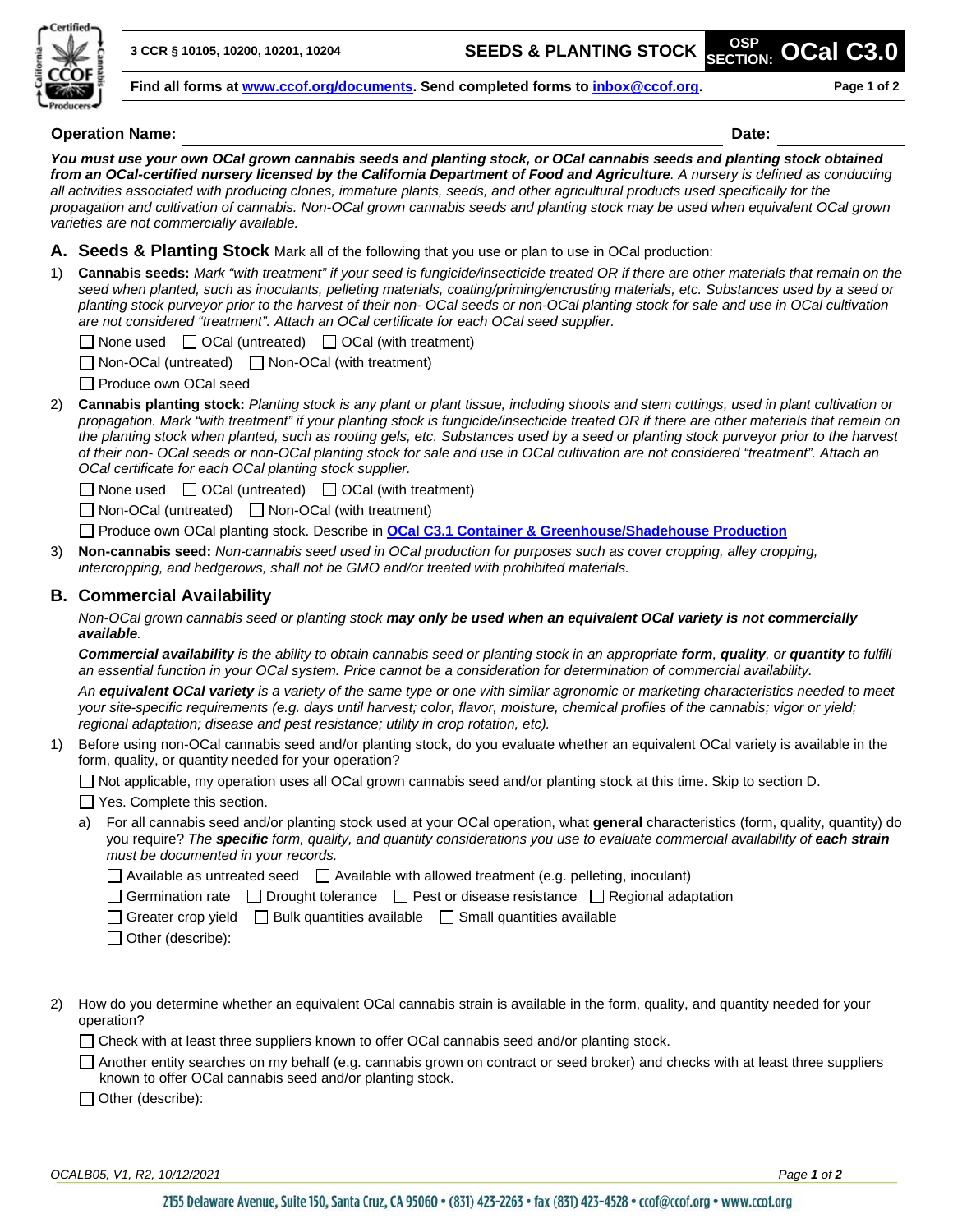3 CCR § 10105, 10200, 10201, 10204

# SEEDS & PLANTING STOCK — OSP SECTION: OCal C3.0

**Find all forms at www.ccof.org/documents. Send completed forms to inbox@ccof.org.**

**Operation Name:** ______________________ **Date:** __________

***You must use your own OCal grown cannabis seeds and planting stock, or OCal cannabis seeds and planting stock obtained from an OCal-certified nursery licensed by the California Department of Food and Agriculture****. A nursery is defined as conducting all activities associated with producing clones, immature plants, seeds, and other agricultural products used specifically for the propagation and cultivation of cannabis. Non-OCal grown cannabis seeds and planting stock may be used when equivalent OCal grown varieties are not commercially available.*

## A. Seeds & Planting Stock

Mark all of the following that you use or plan to use in OCal production:

1) **Cannabis seeds:** *Mark "with treatment" if your seed is fungicide/insecticide treated OR if there are other materials that remain on the seed when planted, such as inoculants, pelleting materials, coating/priming/encrusting materials, etc. Substances used by a seed or planting stock purveyor prior to the harvest of their non- OCal seeds or non-OCal planting stock for sale and use in OCal cultivation are not considered "treatment". Attach an OCal certificate for each OCal seed supplier.*

   ☐ None used ☐ OCal (untreated) ☐ OCal (with treatment)

   ☐ Non-OCal (untreated) ☐ Non-OCal (with treatment)

   ☐ Produce own OCal seed

2) **Cannabis planting stock:** *Planting stock is any plant or plant tissue, including shoots and stem cuttings, used in plant cultivation or propagation. Mark "with treatment" if your planting stock is fungicide/insecticide treated OR if there are other materials that remain on the planting stock when planted, such as rooting gels, etc. Substances used by a seed or planting stock purveyor prior to the harvest of their non- OCal seeds or non-OCal planting stock for sale and use in OCal cultivation are not considered "treatment". Attach an OCal certificate for each OCal planting stock supplier.*

   ☐ None used ☐ OCal (untreated) ☐ OCal (with treatment)

   ☐ Non-OCal (untreated) ☐ Non-OCal (with treatment)

   ☐ Produce own OCal planting stock. Describe in **OCal C3.1 Container & Greenhouse/Shadehouse Production**

3) **Non-cannabis seed:** *Non-cannabis seed used in OCal production for purposes such as cover cropping, alley cropping, intercropping, and hedgerows, shall not be GMO and/or treated with prohibited materials.*

## B. Commercial Availability

*Non-OCal grown cannabis seed or planting stock* ***may only be used when an equivalent OCal variety is not commercially available****.*

***Commercial availability*** *is the ability to obtain cannabis seed or planting stock in an appropriate* ***form****,* ***quality****, or* ***quantity*** *to fulfill an essential function in your OCal system. Price cannot be a consideration for determination of commercial availability.*

*An* ***equivalent OCal variety*** *is a variety of the same type or one with similar agronomic or marketing characteristics needed to meet your site-specific requirements (e.g. days until harvest; color, flavor, moisture, chemical profiles of the cannabis; vigor or yield; regional adaptation; disease and pest resistance; utility in crop rotation, etc).*

1) Before using non-OCal cannabis seed and/or planting stock, do you evaluate whether an equivalent OCal variety is available in the form, quality, or quantity needed for your operation?

   ☐ Not applicable, my operation uses all OCal grown cannabis seed and/or planting stock at this time. Skip to section D.

   ☐ Yes. Complete this section.

   a) For all cannabis seed and/or planting stock used at your OCal operation, what **general** characteristics (form, quality, quantity) do you require? *The* ***specific*** *form, quality, and quantity considerations you use to evaluate commercial availability of* ***each strain*** *must be documented in your records.*

      ☐ Available as untreated seed ☐ Available with allowed treatment (e.g. pelleting, inoculant)

      ☐ Germination rate ☐ Drought tolerance ☐ Pest or disease resistance ☐ Regional adaptation

      ☐ Greater crop yield ☐ Bulk quantities available ☐ Small quantities available

      ☐ Other (describe): ______________________

2) How do you determine whether an equivalent OCal cannabis strain is available in the form, quality, and quantity needed for your operation?

   ☐ Check with at least three suppliers known to offer OCal cannabis seed and/or planting stock.

   ☐ Another entity searches on my behalf (e.g. cannabis grown on contract or seed broker) and checks with at least three suppliers known to offer OCal cannabis seed and/or planting stock.

   ☐ Other (describe): ______________________

OCALB05, V1, R2, 10/12/2021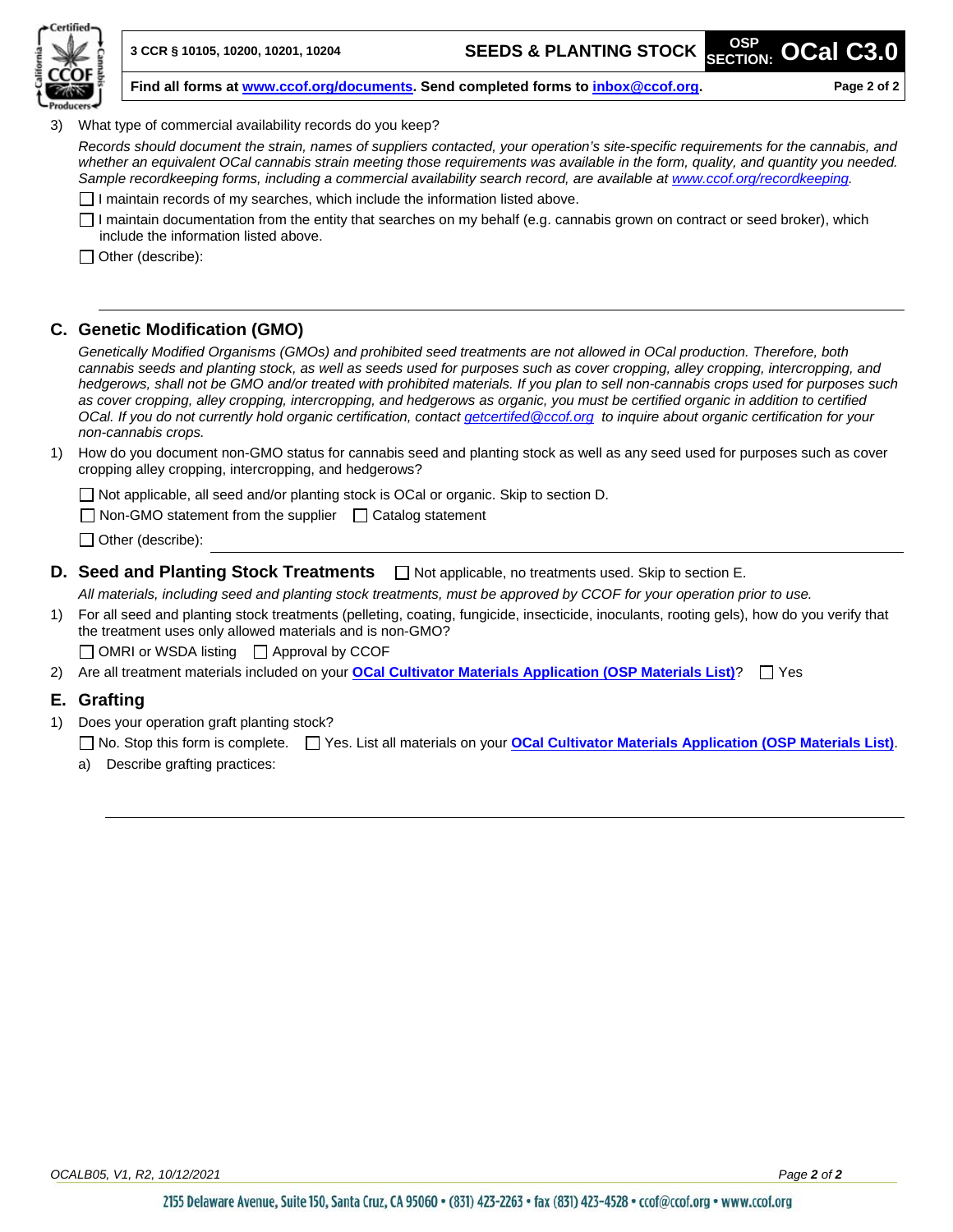3) What type of commercial availability records do you keep?

*Records should document the strain, names of suppliers contacted, your operation's site-specific requirements for the cannabis, and whether an equivalent OCal cannabis strain meeting those requirements was available in the form, quality, and quantity you needed. Sample recordkeeping forms, including a commercial availability search record, are available at www.ccof.org/recordkeeping.*

☐ I maintain records of my searches, which include the information listed above.

☐ I maintain documentation from the entity that searches on my behalf (e.g. cannabis grown on contract or seed broker), which include the information listed above.

☐ Other (describe):

## C. Genetic Modification (GMO)

*Genetically Modified Organisms (GMOs) and prohibited seed treatments are not allowed in OCal production. Therefore, both cannabis seeds and planting stock, as well as seeds used for purposes such as cover cropping, alley cropping, intercropping, and hedgerows, shall not be GMO and/or treated with prohibited materials. If you plan to sell non-cannabis crops used for purposes such as cover cropping, alley cropping, intercropping, and hedgerows as organic, you must be certified organic in addition to certified OCal. If you do not currently hold organic certification, contact getcertified@ccof.org to inquire about organic certification for your non-cannabis crops.*

1) How do you document non-GMO status for cannabis seed and planting stock as well as any seed used for purposes such as cover cropping alley cropping, intercropping, and hedgerows?

☐ Not applicable, all seed and/or planting stock is OCal or organic. Skip to section D.

☐ Non-GMO statement from the supplier ☐ Catalog statement

☐ Other (describe):

## D. Seed and Planting Stock Treatments ☐ Not applicable, no treatments used. Skip to section E.

*All materials, including seed and planting stock treatments, must be approved by CCOF for your operation prior to use.*

1) For all seed and planting stock treatments (pelleting, coating, fungicide, insecticide, inoculants, rooting gels), how do you verify that the treatment uses only allowed materials and is non-GMO?

☐ OMRI or WSDA listing ☐ Approval by CCOF

2) Are all treatment materials included on your **OCal Cultivator Materials Application (OSP Materials List)**? ☐ Yes

## E. Grafting

1) Does your operation graft planting stock?

☐ No. Stop this form is complete. ☐ Yes. List all materials on your **OCal Cultivator Materials Application (OSP Materials List)**.

a) Describe grafting practices:

OCALB05, V1, R2, 10/12/2021